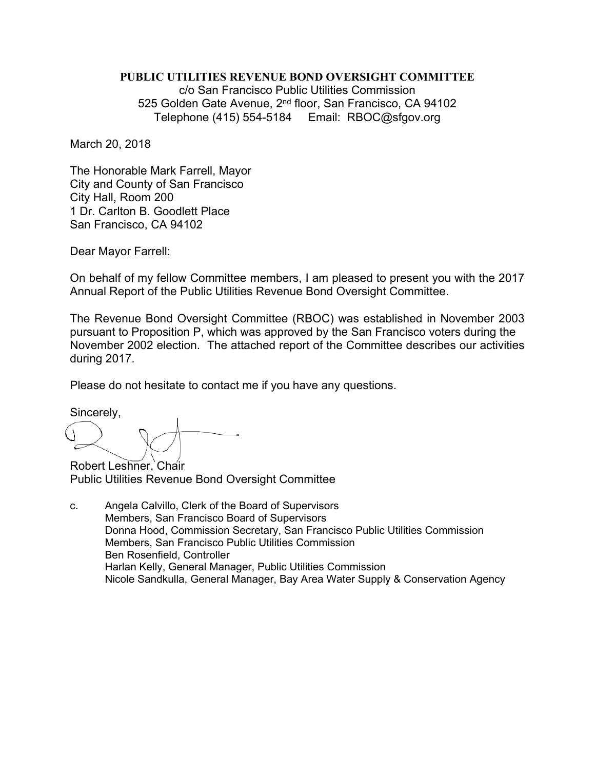**PUBLIC UTILITIES REVENUE BOND OVERSIGHT COMMITTEE**
c/o San Francisco Public Utilities Commission
525 Golden Gate Avenue, 2nd floor, San Francisco, CA 94102
Telephone (415) 554-5184 Email: RBOC@sfgov.org

March 20, 2018

The Honorable Mark Farrell, Mayor
City and County of San Francisco
City Hall, Room 200
1 Dr. Carlton B. Goodlett Place
San Francisco, CA 94102

Dear Mayor Farrell:

On behalf of my fellow Committee members, I am pleased to present you with the 2017 Annual Report of the Public Utilities Revenue Bond Oversight Committee.

The Revenue Bond Oversight Committee (RBOC) was established in November 2003 pursuant to Proposition P, which was approved by the San Francisco voters during the November 2002 election. The attached report of the Committee describes our activities during 2017.

Please do not hesitate to contact me if you have any questions.

Sincerely,

Robert Leshner, Chair
Public Utilities Revenue Bond Oversight Committee

c. Angela Calvillo, Clerk of the Board of Supervisors
 Members, San Francisco Board of Supervisors
 Donna Hood, Commission Secretary, San Francisco Public Utilities Commission
 Members, San Francisco Public Utilities Commission
 Ben Rosenfield, Controller
 Harlan Kelly, General Manager, Public Utilities Commission
 Nicole Sandkulla, General Manager, Bay Area Water Supply & Conservation Agency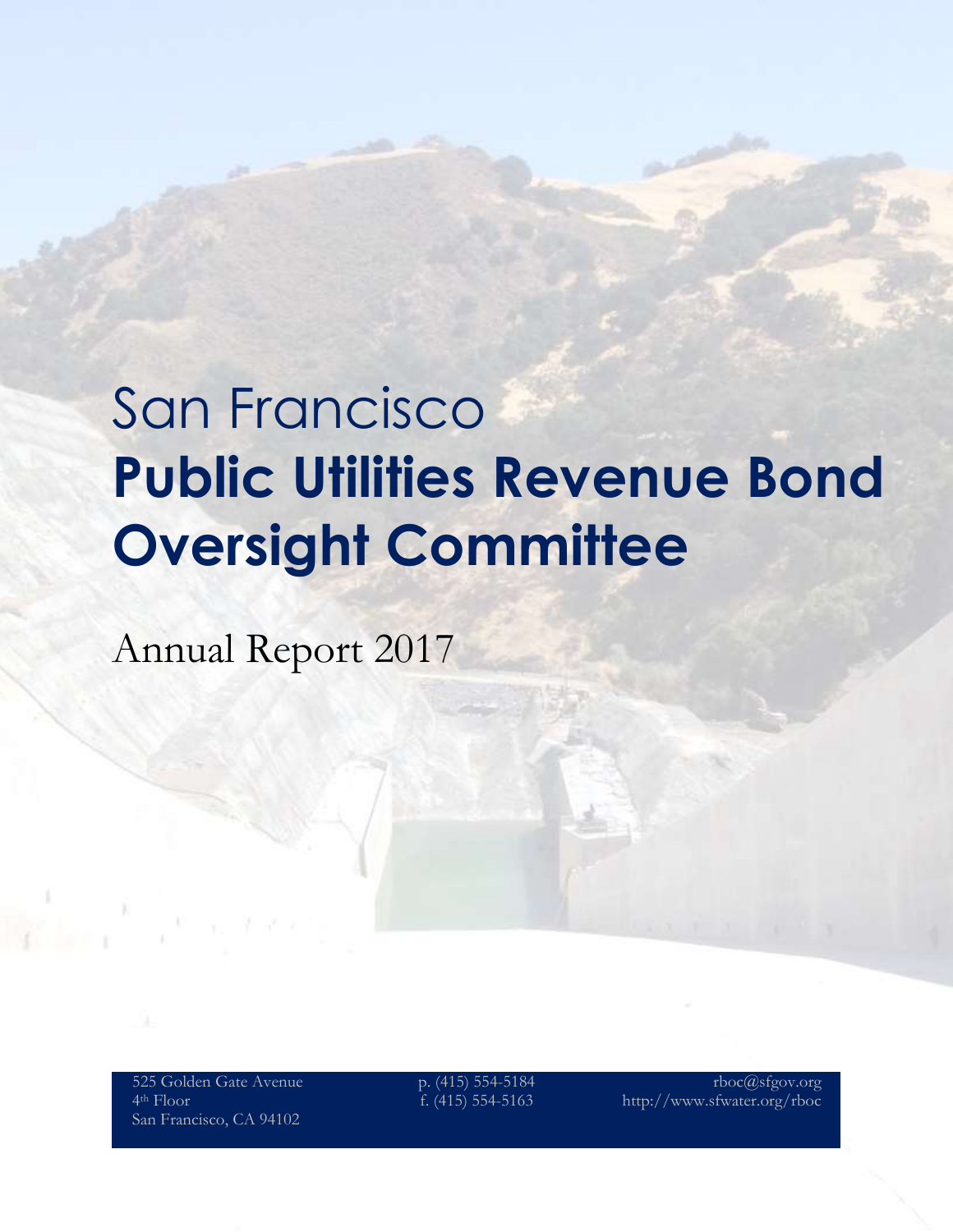# San Francisco
# **Public Utilities Revenue Bond Oversight Committee**

Annual Report 2017

525 Golden Gate Avenue
4th Floor
San Francisco, CA 94102

p. (415) 554-5184
f. (415) 554-5163

rboc@sfgov.org
http://www.sfwater.org/rboc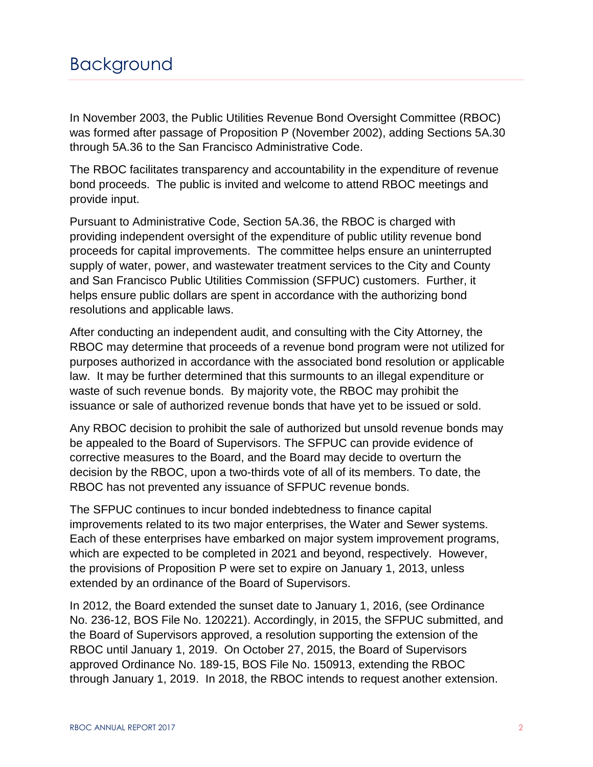# Background

In November 2003, the Public Utilities Revenue Bond Oversight Committee (RBOC) was formed after passage of Proposition P (November 2002), adding Sections 5A.30 through 5A.36 to the San Francisco Administrative Code.

The RBOC facilitates transparency and accountability in the expenditure of revenue bond proceeds. The public is invited and welcome to attend RBOC meetings and provide input.

Pursuant to Administrative Code, Section 5A.36, the RBOC is charged with providing independent oversight of the expenditure of public utility revenue bond proceeds for capital improvements. The committee helps ensure an uninterrupted supply of water, power, and wastewater treatment services to the City and County and San Francisco Public Utilities Commission (SFPUC) customers. Further, it helps ensure public dollars are spent in accordance with the authorizing bond resolutions and applicable laws.

After conducting an independent audit, and consulting with the City Attorney, the RBOC may determine that proceeds of a revenue bond program were not utilized for purposes authorized in accordance with the associated bond resolution or applicable law. It may be further determined that this surmounts to an illegal expenditure or waste of such revenue bonds. By majority vote, the RBOC may prohibit the issuance or sale of authorized revenue bonds that have yet to be issued or sold.

Any RBOC decision to prohibit the sale of authorized but unsold revenue bonds may be appealed to the Board of Supervisors. The SFPUC can provide evidence of corrective measures to the Board, and the Board may decide to overturn the decision by the RBOC, upon a two-thirds vote of all of its members. To date, the RBOC has not prevented any issuance of SFPUC revenue bonds.

The SFPUC continues to incur bonded indebtedness to finance capital improvements related to its two major enterprises, the Water and Sewer systems. Each of these enterprises have embarked on major system improvement programs, which are expected to be completed in 2021 and beyond, respectively. However, the provisions of Proposition P were set to expire on January 1, 2013, unless extended by an ordinance of the Board of Supervisors.

In 2012, the Board extended the sunset date to January 1, 2016, (see Ordinance No. 236-12, BOS File No. 120221). Accordingly, in 2015, the SFPUC submitted, and the Board of Supervisors approved, a resolution supporting the extension of the RBOC until January 1, 2019. On October 27, 2015, the Board of Supervisors approved Ordinance No. 189-15, BOS File No. 150913, extending the RBOC through January 1, 2019. In 2018, the RBOC intends to request another extension.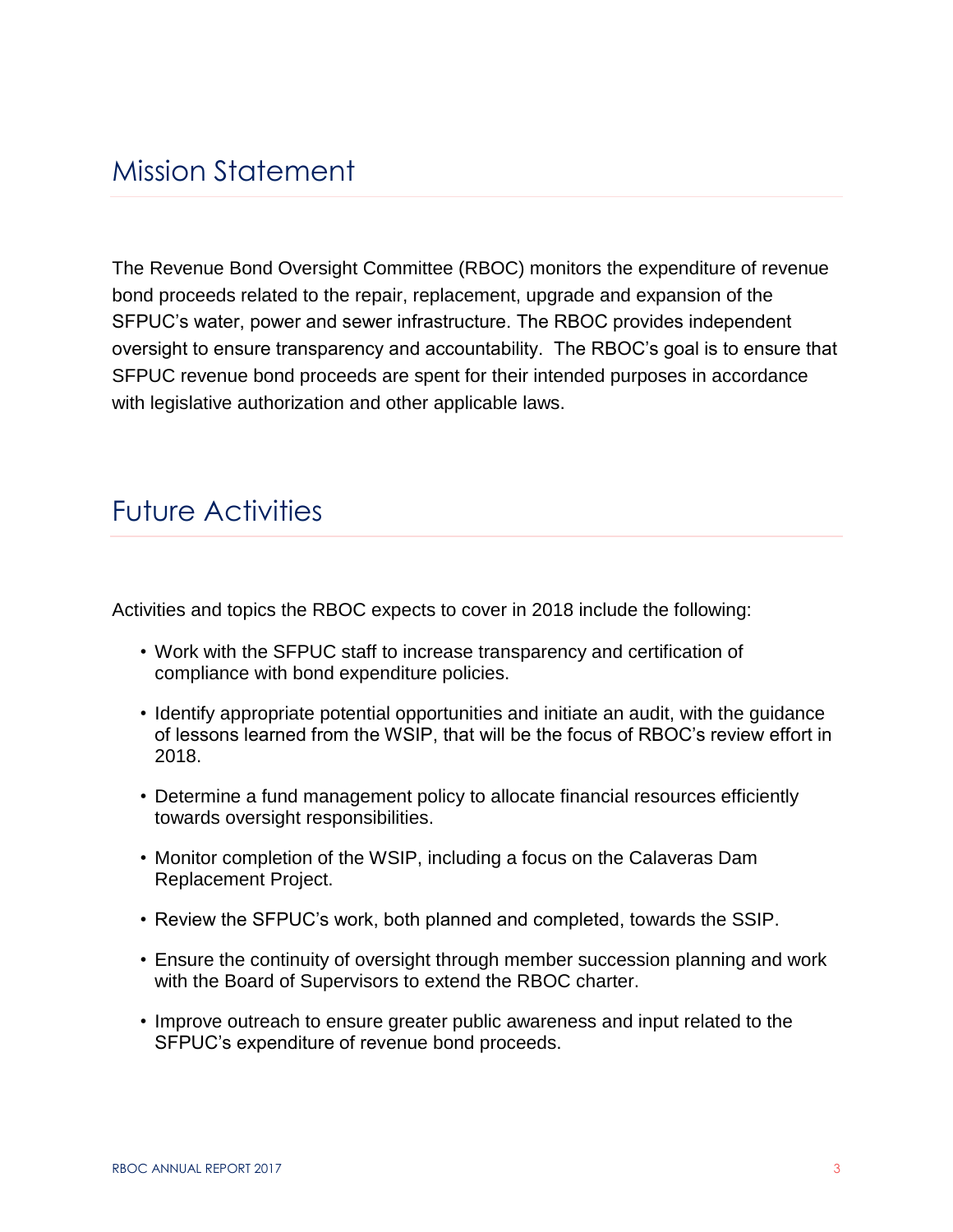## Mission Statement

The Revenue Bond Oversight Committee (RBOC) monitors the expenditure of revenue bond proceeds related to the repair, replacement, upgrade and expansion of the SFPUC's water, power and sewer infrastructure. The RBOC provides independent oversight to ensure transparency and accountability. The RBOC's goal is to ensure that SFPUC revenue bond proceeds are spent for their intended purposes in accordance with legislative authorization and other applicable laws.

## Future Activities

Activities and topics the RBOC expects to cover in 2018 include the following:

- Work with the SFPUC staff to increase transparency and certification of compliance with bond expenditure policies.
- Identify appropriate potential opportunities and initiate an audit, with the guidance of lessons learned from the WSIP, that will be the focus of RBOC's review effort in 2018.
- Determine a fund management policy to allocate financial resources efficiently towards oversight responsibilities.
- Monitor completion of the WSIP, including a focus on the Calaveras Dam Replacement Project.
- Review the SFPUC's work, both planned and completed, towards the SSIP.
- Ensure the continuity of oversight through member succession planning and work with the Board of Supervisors to extend the RBOC charter.
- Improve outreach to ensure greater public awareness and input related to the SFPUC's expenditure of revenue bond proceeds.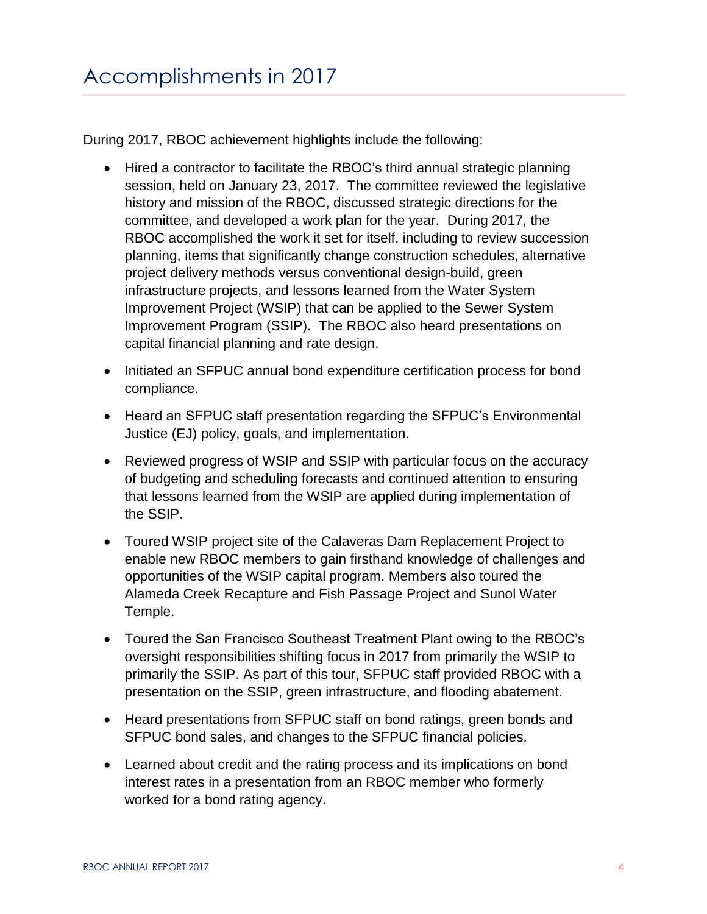# Accomplishments in 2017

During 2017, RBOC achievement highlights include the following:

- Hired a contractor to facilitate the RBOC's third annual strategic planning session, held on January 23, 2017. The committee reviewed the legislative history and mission of the RBOC, discussed strategic directions for the committee, and developed a work plan for the year. During 2017, the RBOC accomplished the work it set for itself, including to review succession planning, items that significantly change construction schedules, alternative project delivery methods versus conventional design-build, green infrastructure projects, and lessons learned from the Water System Improvement Project (WSIP) that can be applied to the Sewer System Improvement Program (SSIP). The RBOC also heard presentations on capital financial planning and rate design.
- Initiated an SFPUC annual bond expenditure certification process for bond compliance.
- Heard an SFPUC staff presentation regarding the SFPUC's Environmental Justice (EJ) policy, goals, and implementation.
- Reviewed progress of WSIP and SSIP with particular focus on the accuracy of budgeting and scheduling forecasts and continued attention to ensuring that lessons learned from the WSIP are applied during implementation of the SSIP.
- Toured WSIP project site of the Calaveras Dam Replacement Project to enable new RBOC members to gain firsthand knowledge of challenges and opportunities of the WSIP capital program. Members also toured the Alameda Creek Recapture and Fish Passage Project and Sunol Water Temple.
- Toured the San Francisco Southeast Treatment Plant owing to the RBOC's oversight responsibilities shifting focus in 2017 from primarily the WSIP to primarily the SSIP. As part of this tour, SFPUC staff provided RBOC with a presentation on the SSIP, green infrastructure, and flooding abatement.
- Heard presentations from SFPUC staff on bond ratings, green bonds and SFPUC bond sales, and changes to the SFPUC financial policies.
- Learned about credit and the rating process and its implications on bond interest rates in a presentation from an RBOC member who formerly worked for a bond rating agency.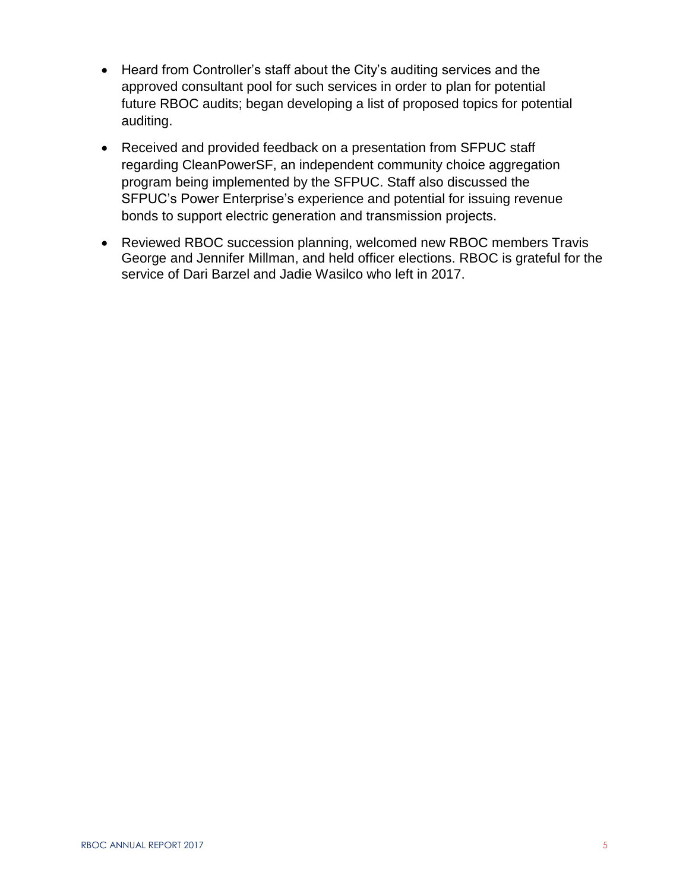- Heard from Controller's staff about the City's auditing services and the approved consultant pool for such services in order to plan for potential future RBOC audits; began developing a list of proposed topics for potential auditing.
- Received and provided feedback on a presentation from SFPUC staff regarding CleanPowerSF, an independent community choice aggregation program being implemented by the SFPUC. Staff also discussed the SFPUC's Power Enterprise's experience and potential for issuing revenue bonds to support electric generation and transmission projects.
- Reviewed RBOC succession planning, welcomed new RBOC members Travis George and Jennifer Millman, and held officer elections. RBOC is grateful for the service of Dari Barzel and Jadie Wasilco who left in 2017.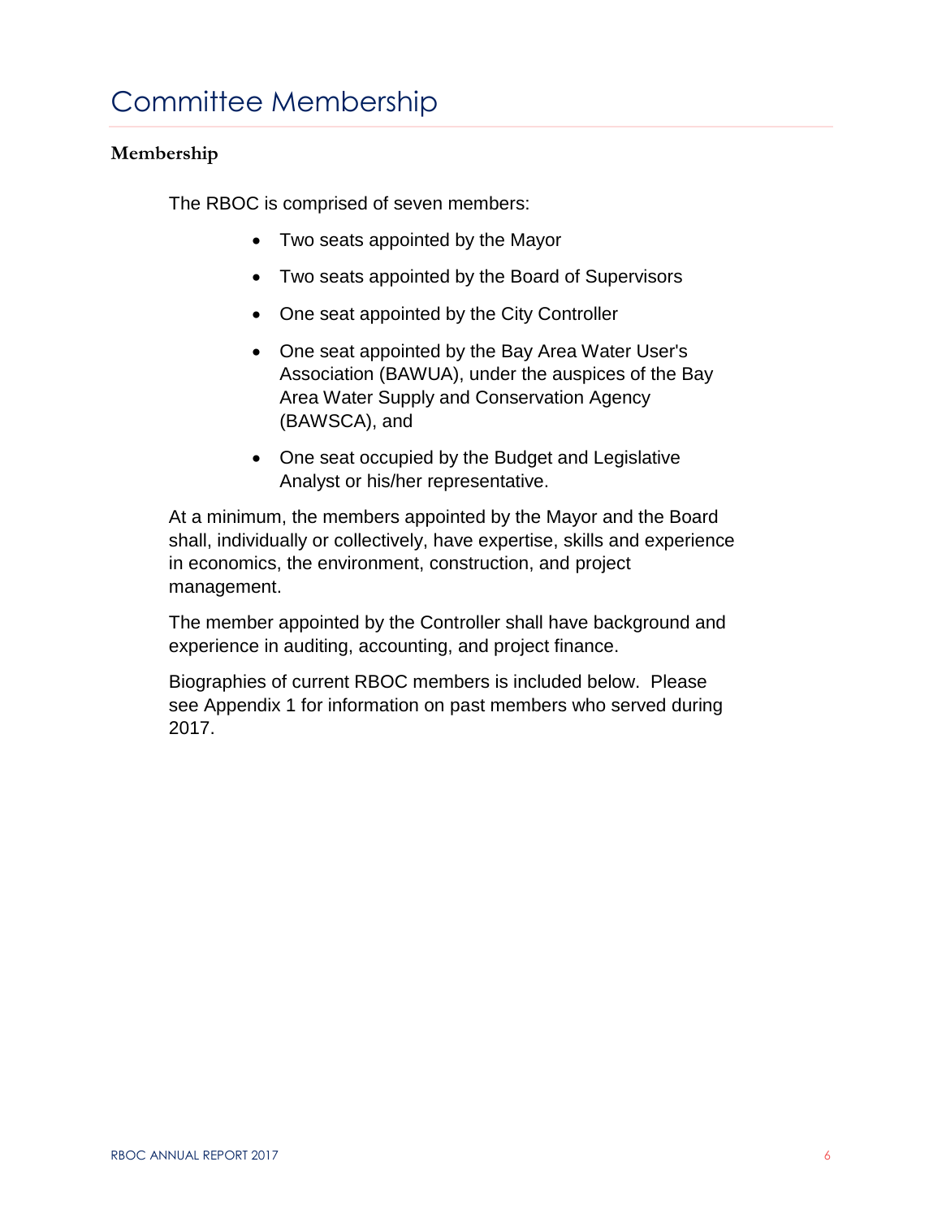# Committee Membership

**Membership**

The RBOC is comprised of seven members:

- Two seats appointed by the Mayor
- Two seats appointed by the Board of Supervisors
- One seat appointed by the City Controller
- One seat appointed by the Bay Area Water User's Association (BAWUA), under the auspices of the Bay Area Water Supply and Conservation Agency (BAWSCA), and
- One seat occupied by the Budget and Legislative Analyst or his/her representative.

At a minimum, the members appointed by the Mayor and the Board shall, individually or collectively, have expertise, skills and experience in economics, the environment, construction, and project management.

The member appointed by the Controller shall have background and experience in auditing, accounting, and project finance.

Biographies of current RBOC members is included below. Please see Appendix 1 for information on past members who served during 2017.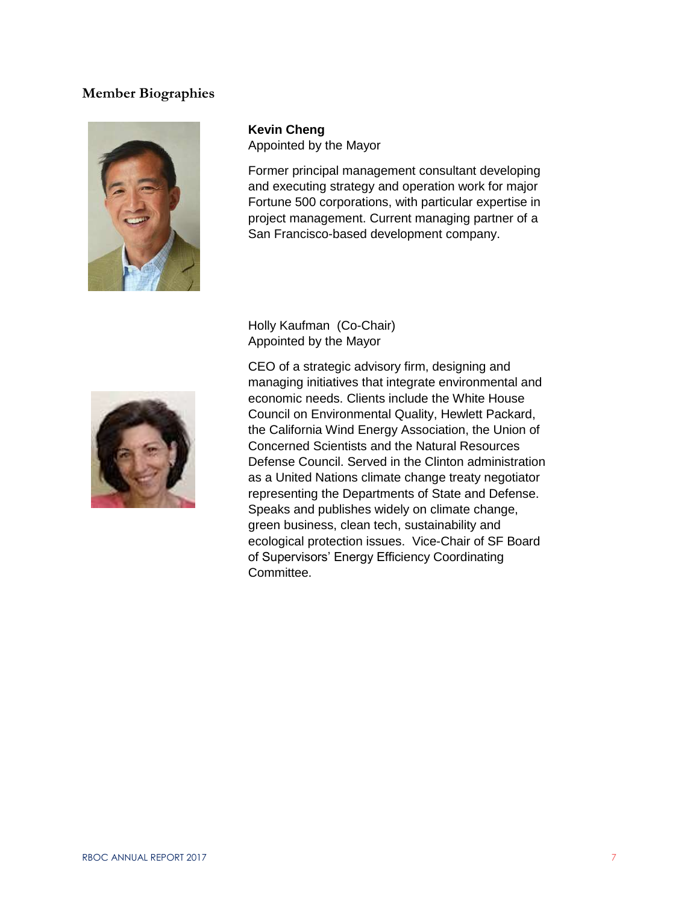## Member Biographies

**Kevin Cheng**
Appointed by the Mayor

Former principal management consultant developing and executing strategy and operation work for major Fortune 500 corporations, with particular expertise in project management. Current managing partner of a San Francisco-based development company.

Holly Kaufman (Co-Chair)
Appointed by the Mayor

CEO of a strategic advisory firm, designing and managing initiatives that integrate environmental and economic needs. Clients include the White House Council on Environmental Quality, Hewlett Packard, the California Wind Energy Association, the Union of Concerned Scientists and the Natural Resources Defense Council. Served in the Clinton administration as a United Nations climate change treaty negotiator representing the Departments of State and Defense. Speaks and publishes widely on climate change, green business, clean tech, sustainability and ecological protection issues. Vice-Chair of SF Board of Supervisors' Energy Efficiency Coordinating Committee.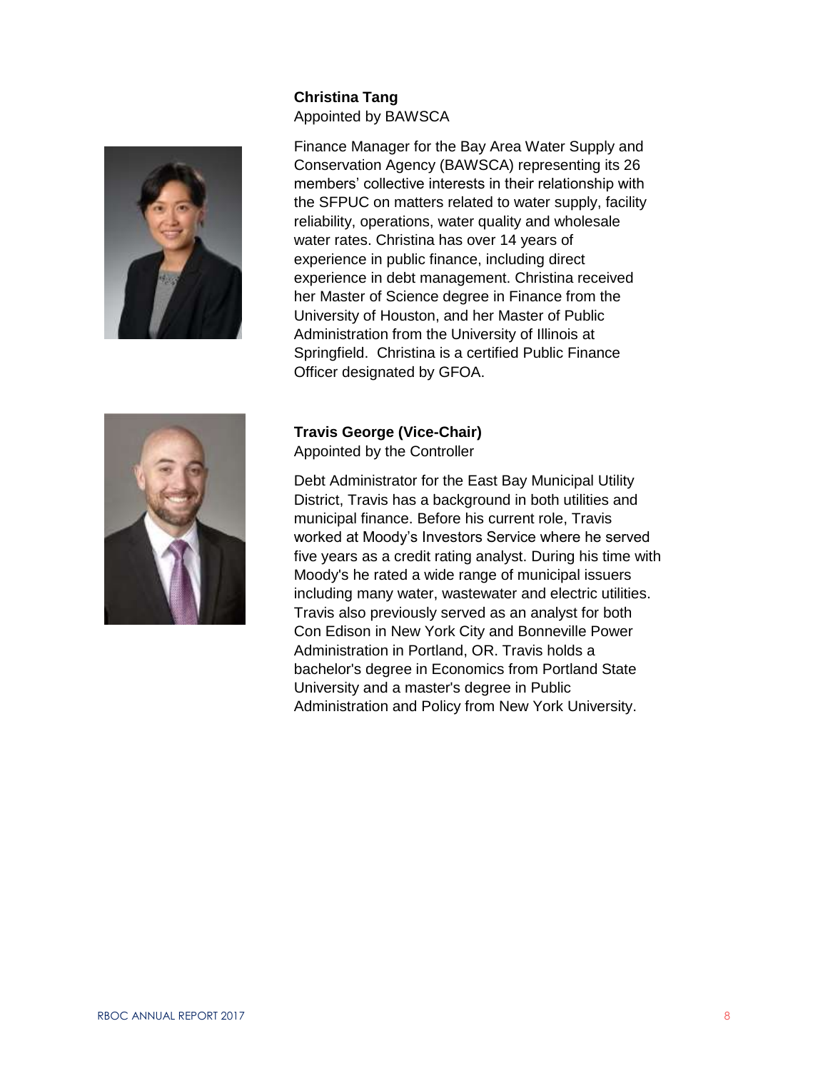**Christina Tang**
Appointed by BAWSCA

Finance Manager for the Bay Area Water Supply and Conservation Agency (BAWSCA) representing its 26 members' collective interests in their relationship with the SFPUC on matters related to water supply, facility reliability, operations, water quality and wholesale water rates. Christina has over 14 years of experience in public finance, including direct experience in debt management. Christina received her Master of Science degree in Finance from the University of Houston, and her Master of Public Administration from the University of Illinois at Springfield. Christina is a certified Public Finance Officer designated by GFOA.

**Travis George (Vice-Chair)**
Appointed by the Controller

Debt Administrator for the East Bay Municipal Utility District, Travis has a background in both utilities and municipal finance. Before his current role, Travis worked at Moody's Investors Service where he served five years as a credit rating analyst. During his time with Moody's he rated a wide range of municipal issuers including many water, wastewater and electric utilities. Travis also previously served as an analyst for both Con Edison in New York City and Bonneville Power Administration in Portland, OR. Travis holds a bachelor's degree in Economics from Portland State University and a master's degree in Public Administration and Policy from New York University.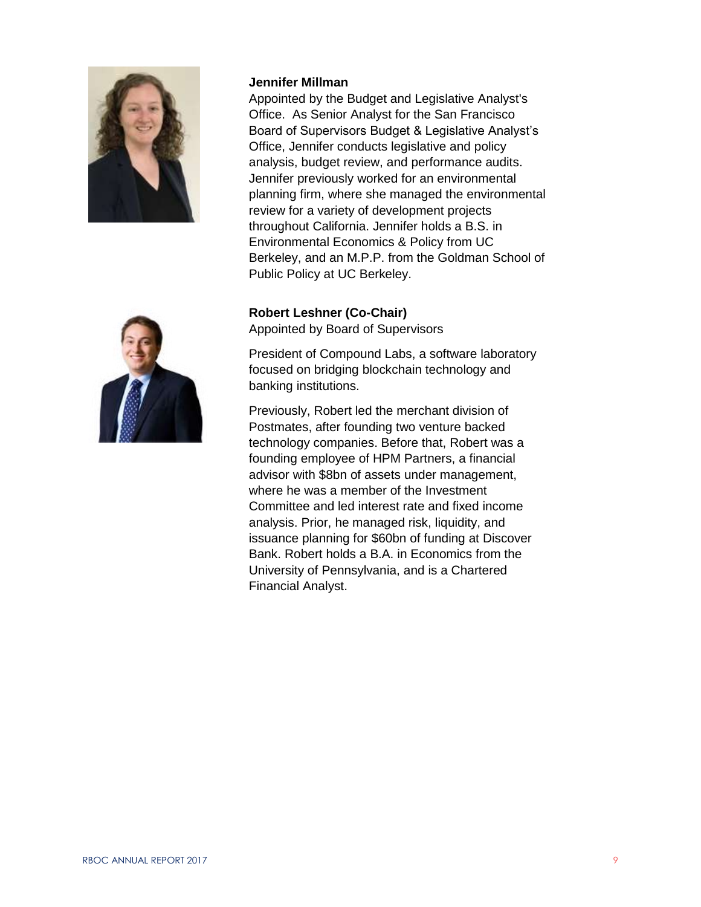**Jennifer Millman**

Appointed by the Budget and Legislative Analyst's Office. As Senior Analyst for the San Francisco Board of Supervisors Budget & Legislative Analyst's Office, Jennifer conducts legislative and policy analysis, budget review, and performance audits. Jennifer previously worked for an environmental planning firm, where she managed the environmental review for a variety of development projects throughout California. Jennifer holds a B.S. in Environmental Economics & Policy from UC Berkeley, and an M.P.P. from the Goldman School of Public Policy at UC Berkeley.

**Robert Leshner (Co-Chair)**

Appointed by Board of Supervisors

President of Compound Labs, a software laboratory focused on bridging blockchain technology and banking institutions.

Previously, Robert led the merchant division of Postmates, after founding two venture backed technology companies. Before that, Robert was a founding employee of HPM Partners, a financial advisor with $8bn of assets under management, where he was a member of the Investment Committee and led interest rate and fixed income analysis. Prior, he managed risk, liquidity, and issuance planning for $60bn of funding at Discover Bank. Robert holds a B.A. in Economics from the University of Pennsylvania, and is a Chartered Financial Analyst.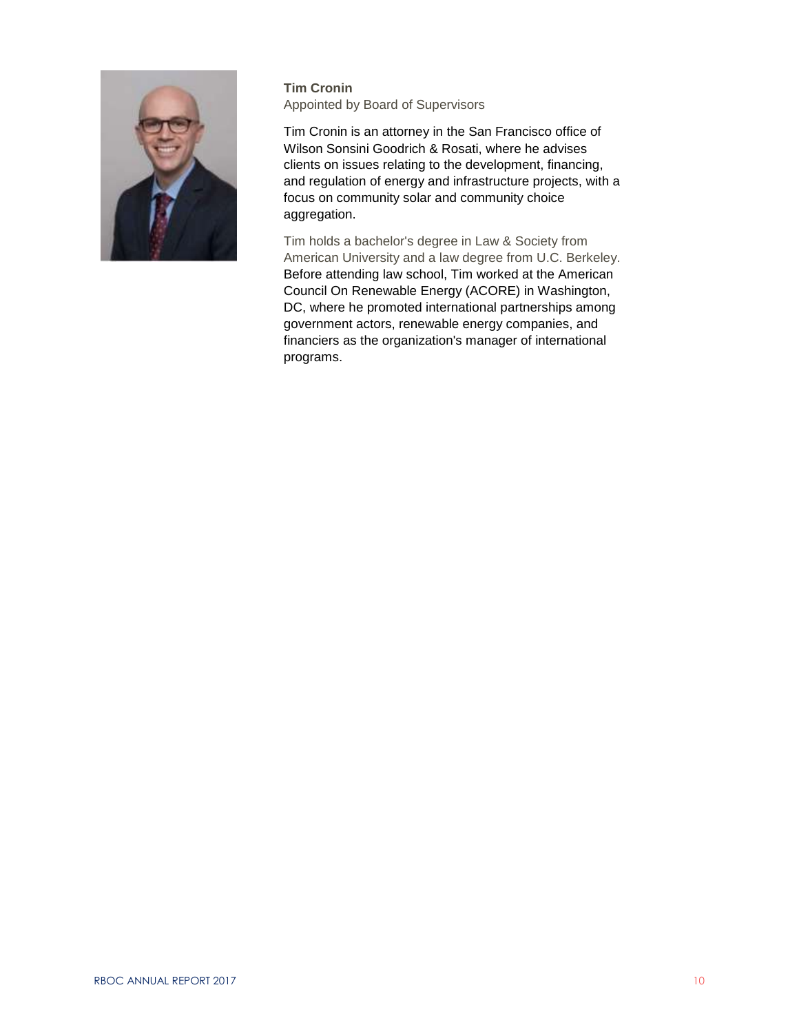**Tim Cronin**
Appointed by Board of Supervisors

Tim Cronin is an attorney in the San Francisco office of Wilson Sonsini Goodrich & Rosati, where he advises clients on issues relating to the development, financing, and regulation of energy and infrastructure projects, with a focus on community solar and community choice aggregation.

Tim holds a bachelor's degree in Law & Society from American University and a law degree from U.C. Berkeley. Before attending law school, Tim worked at the American Council On Renewable Energy (ACORE) in Washington, DC, where he promoted international partnerships among government actors, renewable energy companies, and financiers as the organization's manager of international programs.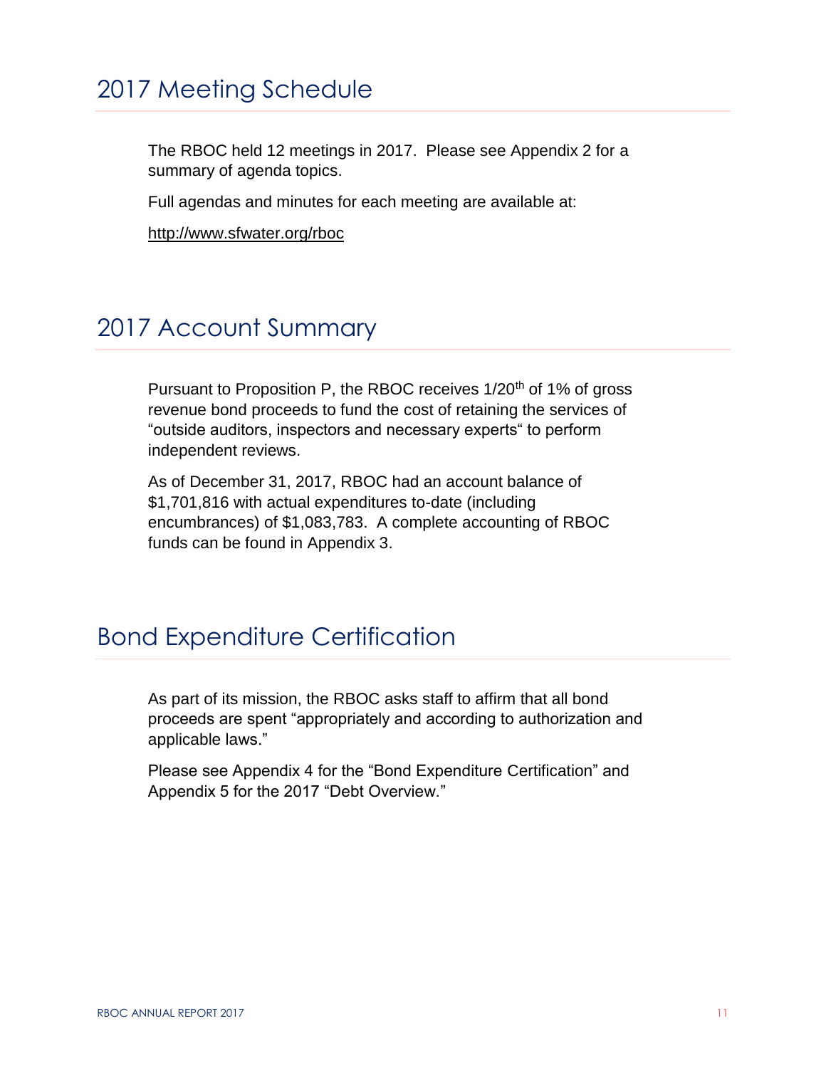## 2017 Meeting Schedule

The RBOC held 12 meetings in 2017. Please see Appendix 2 for a summary of agenda topics.

Full agendas and minutes for each meeting are available at:

http://www.sfwater.org/rboc

## 2017 Account Summary

Pursuant to Proposition P, the RBOC receives 1/20$^{th}$ of 1% of gross revenue bond proceeds to fund the cost of retaining the services of "outside auditors, inspectors and necessary experts" to perform independent reviews.

As of December 31, 2017, RBOC had an account balance of $1,701,816 with actual expenditures to-date (including encumbrances) of $1,083,783. A complete accounting of RBOC funds can be found in Appendix 3.

## Bond Expenditure Certification

As part of its mission, the RBOC asks staff to affirm that all bond proceeds are spent "appropriately and according to authorization and applicable laws."

Please see Appendix 4 for the "Bond Expenditure Certification" and Appendix 5 for the 2017 "Debt Overview."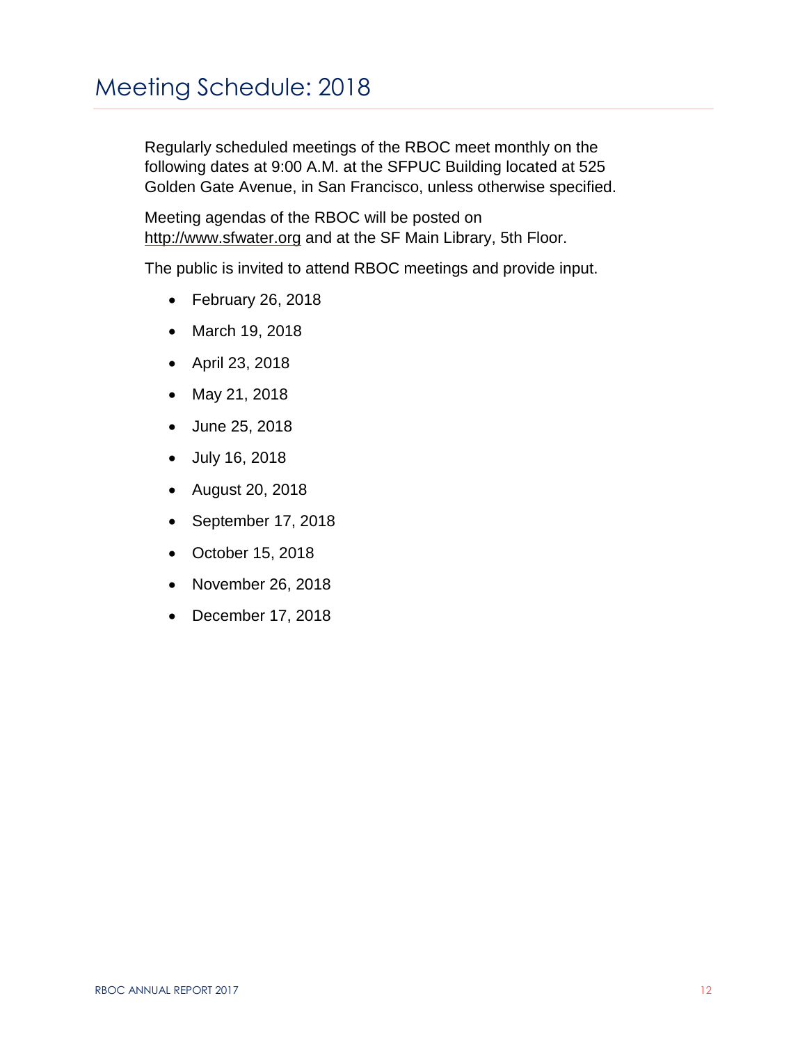# Meeting Schedule: 2018

Regularly scheduled meetings of the RBOC meet monthly on the following dates at 9:00 A.M. at the SFPUC Building located at 525 Golden Gate Avenue, in San Francisco, unless otherwise specified.

Meeting agendas of the RBOC will be posted on http://www.sfwater.org and at the SF Main Library, 5th Floor.

The public is invited to attend RBOC meetings and provide input.

- February 26, 2018
- March 19, 2018
- April 23, 2018
- May 21, 2018
- June 25, 2018
- July 16, 2018
- August 20, 2018
- September 17, 2018
- October 15, 2018
- November 26, 2018
- December 17, 2018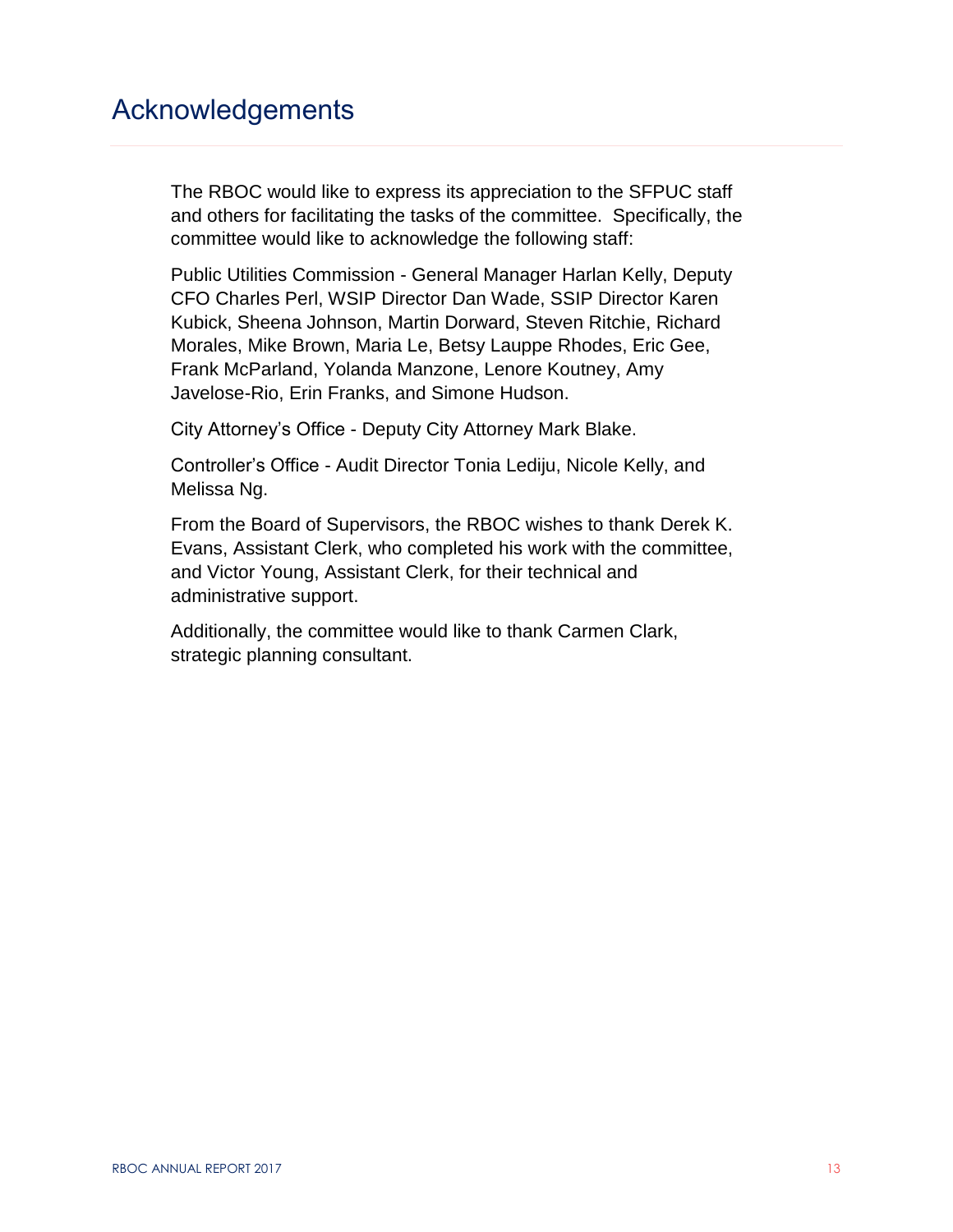# Acknowledgements

The RBOC would like to express its appreciation to the SFPUC staff and others for facilitating the tasks of the committee. Specifically, the committee would like to acknowledge the following staff:

Public Utilities Commission - General Manager Harlan Kelly, Deputy CFO Charles Perl, WSIP Director Dan Wade, SSIP Director Karen Kubick, Sheena Johnson, Martin Dorward, Steven Ritchie, Richard Morales, Mike Brown, Maria Le, Betsy Lauppe Rhodes, Eric Gee, Frank McParland, Yolanda Manzone, Lenore Koutney, Amy Javelose-Rio, Erin Franks, and Simone Hudson.

City Attorney's Office - Deputy City Attorney Mark Blake.

Controller's Office - Audit Director Tonia Lediju, Nicole Kelly, and Melissa Ng.

From the Board of Supervisors, the RBOC wishes to thank Derek K. Evans, Assistant Clerk, who completed his work with the committee, and Victor Young, Assistant Clerk, for their technical and administrative support.

Additionally, the committee would like to thank Carmen Clark, strategic planning consultant.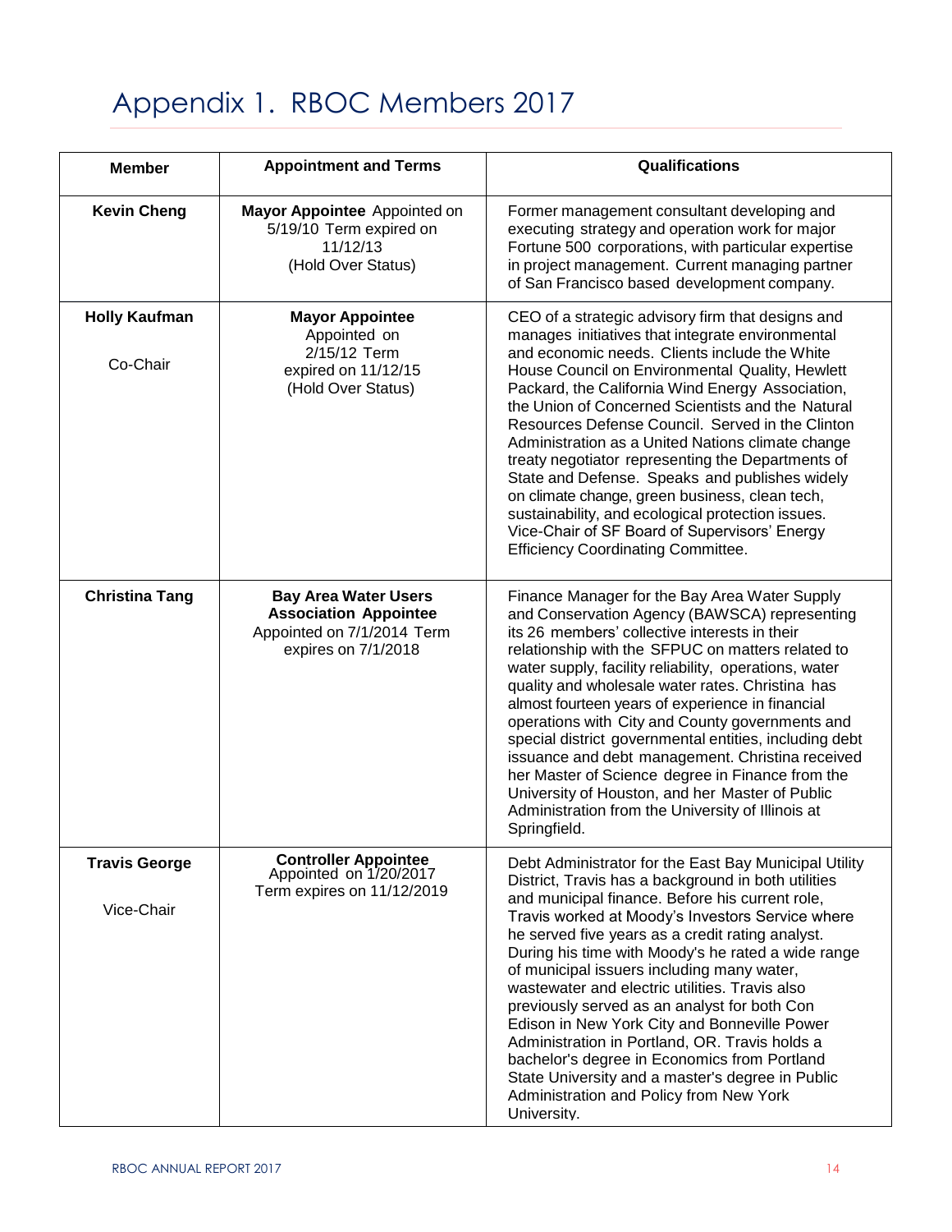# Appendix 1. RBOC Members 2017

| Member | Appointment and Terms | Qualifications |
|---|---|---|
| **Kevin Cheng** | **Mayor Appointee** Appointed on 5/19/10 Term expired on 11/12/13 (Hold Over Status) | Former management consultant developing and executing strategy and operation work for major Fortune 500 corporations, with particular expertise in project management. Current managing partner of San Francisco based development company. |
| **Holly Kaufman** Co-Chair | **Mayor Appointee** Appointed on 2/15/12 Term expired on 11/12/15 (Hold Over Status) | CEO of a strategic advisory firm that designs and manages initiatives that integrate environmental and economic needs. Clients include the White House Council on Environmental Quality, Hewlett Packard, the California Wind Energy Association, the Union of Concerned Scientists and the Natural Resources Defense Council. Served in the Clinton Administration as a United Nations climate change treaty negotiator representing the Departments of State and Defense. Speaks and publishes widely on climate change, green business, clean tech, sustainability, and ecological protection issues. Vice-Chair of SF Board of Supervisors' Energy Efficiency Coordinating Committee. |
| **Christina Tang** | **Bay Area Water Users Association Appointee** Appointed on 7/1/2014 Term expires on 7/1/2018 | Finance Manager for the Bay Area Water Supply and Conservation Agency (BAWSCA) representing its 26 members' collective interests in their relationship with the SFPUC on matters related to water supply, facility reliability, operations, water quality and wholesale water rates. Christina has almost fourteen years of experience in financial operations with City and County governments and special district governmental entities, including debt issuance and debt management. Christina received her Master of Science degree in Finance from the University of Houston, and her Master of Public Administration from the University of Illinois at Springfield. |
| **Travis George** Vice-Chair | **Controller Appointee** Appointed on 1/20/2017 Term expires on 11/12/2019 | Debt Administrator for the East Bay Municipal Utility District, Travis has a background in both utilities and municipal finance. Before his current role, Travis worked at Moody's Investors Service where he served five years as a credit rating analyst. During his time with Moody's he rated a wide range of municipal issuers including many water, wastewater and electric utilities. Travis also previously served as an analyst for both Con Edison in New York City and Bonneville Power Administration in Portland, OR. Travis holds a bachelor's degree in Economics from Portland State University and a master's degree in Public Administration and Policy from New York University. |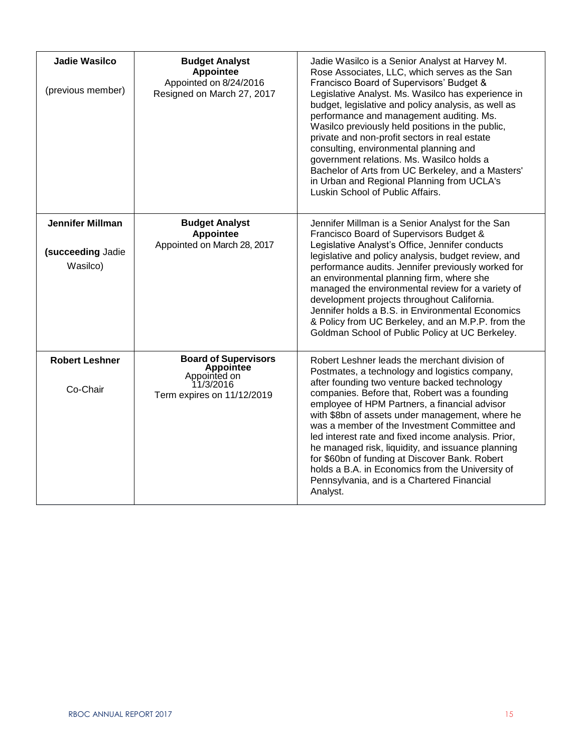| | | |
|---|---|---|
| **Jadie Wasilco**<br><br>(previous member) | **Budget Analyst Appointee**<br>Appointed on 8/24/2016<br>Resigned on March 27, 2017 | Jadie Wasilco is a Senior Analyst at Harvey M. Rose Associates, LLC, which serves as the San Francisco Board of Supervisors' Budget & Legislative Analyst. Ms. Wasilco has experience in budget, legislative and policy analysis, as well as performance and management auditing. Ms. Wasilco previously held positions in the public, private and non-profit sectors in real estate consulting, environmental planning and government relations. Ms. Wasilco holds a Bachelor of Arts from UC Berkeley, and a Masters' in Urban and Regional Planning from UCLA's Luskin School of Public Affairs. |
| **Jennifer Millman**<br><br>**(succeeding** Jadie Wasilco) | **Budget Analyst Appointee**<br>Appointed on March 28, 2017 | Jennifer Millman is a Senior Analyst for the San Francisco Board of Supervisors Budget & Legislative Analyst's Office, Jennifer conducts legislative and policy analysis, budget review, and performance audits. Jennifer previously worked for an environmental planning firm, where she managed the environmental review for a variety of development projects throughout California. Jennifer holds a B.S. in Environmental Economics & Policy from UC Berkeley, and an M.P.P. from the Goldman School of Public Policy at UC Berkeley. |
| **Robert Leshner**<br><br>Co-Chair | **Board of Supervisors Appointee**<br>Appointed on 11/3/2016<br>Term expires on 11/12/2019 | Robert Leshner leads the merchant division of Postmates, a technology and logistics company, after founding two venture backed technology companies. Before that, Robert was a founding employee of HPM Partners, a financial advisor with $8bn of assets under management, where he was a member of the Investment Committee and led interest rate and fixed income analysis. Prior, he managed risk, liquidity, and issuance planning for $60bn of funding at Discover Bank. Robert holds a B.A. in Economics from the University of Pennsylvania, and is a Chartered Financial Analyst. |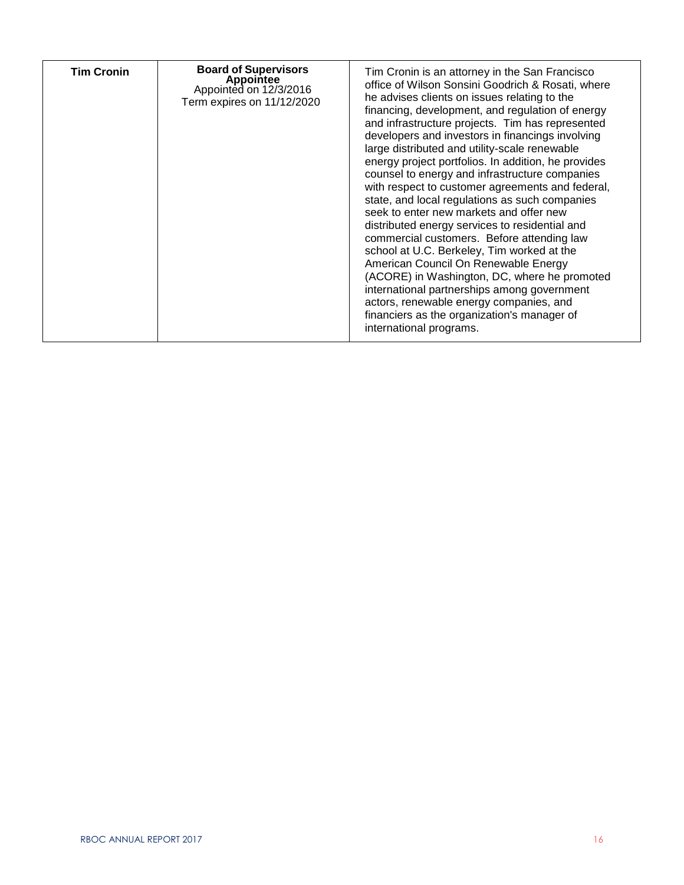| **Tim Cronin** | **Board of Supervisors Appointee** Appointed on 12/3/2016 Term expires on 11/12/2020 | Tim Cronin is an attorney in the San Francisco office of Wilson Sonsini Goodrich & Rosati, where he advises clients on issues relating to the financing, development, and regulation of energy and infrastructure projects. Tim has represented developers and investors in financings involving large distributed and utility-scale renewable energy project portfolios. In addition, he provides counsel to energy and infrastructure companies with respect to customer agreements and federal, state, and local regulations as such companies seek to enter new markets and offer new distributed energy services to residential and commercial customers. Before attending law school at U.C. Berkeley, Tim worked at the American Council On Renewable Energy (ACORE) in Washington, DC, where he promoted international partnerships among government actors, renewable energy companies, and financiers as the organization's manager of international programs. |
|---|---|---|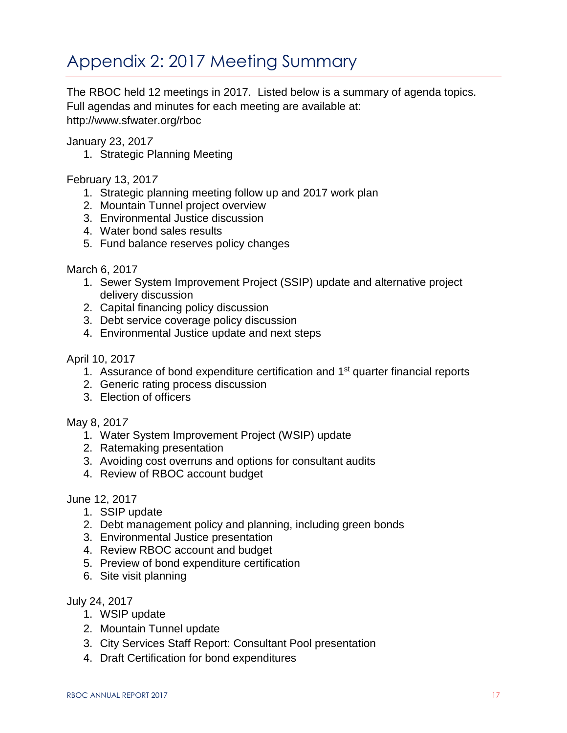# Appendix 2: 2017 Meeting Summary

The RBOC held 12 meetings in 2017. Listed below is a summary of agenda topics. Full agendas and minutes for each meeting are available at: http://www.sfwater.org/rboc

January 23, 2017

1. Strategic Planning Meeting

February 13, 2017

1. Strategic planning meeting follow up and 2017 work plan
2. Mountain Tunnel project overview
3. Environmental Justice discussion
4. Water bond sales results
5. Fund balance reserves policy changes

March 6, 2017

1. Sewer System Improvement Project (SSIP) update and alternative project delivery discussion
2. Capital financing policy discussion
3. Debt service coverage policy discussion
4. Environmental Justice update and next steps

April 10, 2017

1. Assurance of bond expenditure certification and 1st quarter financial reports
2. Generic rating process discussion
3. Election of officers

May 8, 2017

1. Water System Improvement Project (WSIP) update
2. Ratemaking presentation
3. Avoiding cost overruns and options for consultant audits
4. Review of RBOC account budget

June 12, 2017

1. SSIP update
2. Debt management policy and planning, including green bonds
3. Environmental Justice presentation
4. Review RBOC account and budget
5. Preview of bond expenditure certification
6. Site visit planning

July 24, 2017

1. WSIP update
2. Mountain Tunnel update
3. City Services Staff Report: Consultant Pool presentation
4. Draft Certification for bond expenditures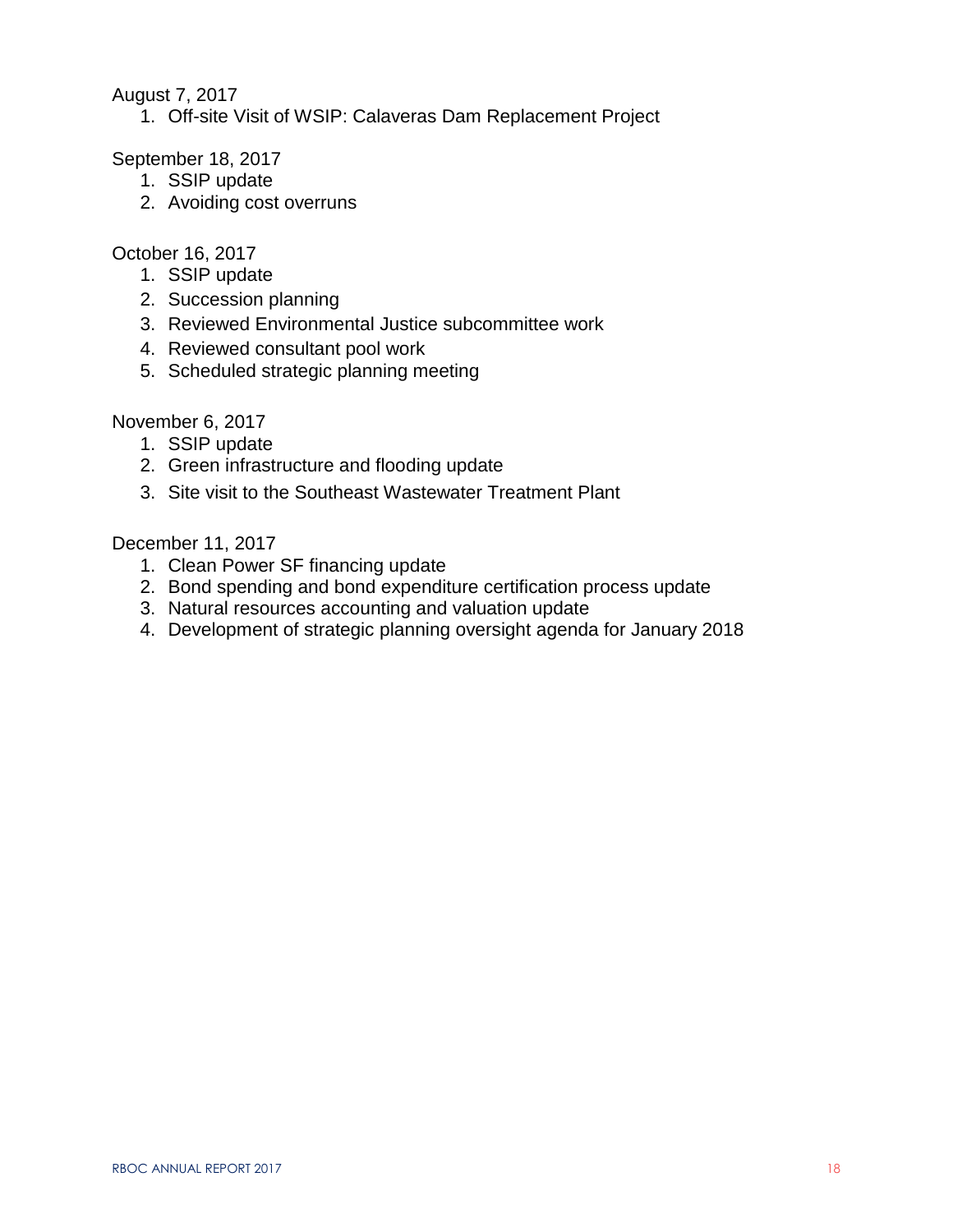August 7, 2017

1. Off-site Visit of WSIP: Calaveras Dam Replacement Project

September 18, 2017

1. SSIP update
2. Avoiding cost overruns

October 16, 2017

1. SSIP update
2. Succession planning
3. Reviewed Environmental Justice subcommittee work
4. Reviewed consultant pool work
5. Scheduled strategic planning meeting

November 6, 2017

1. SSIP update
2. Green infrastructure and flooding update
3. Site visit to the Southeast Wastewater Treatment Plant

December 11, 2017

1. Clean Power SF financing update
2. Bond spending and bond expenditure certification process update
3. Natural resources accounting and valuation update
4. Development of strategic planning oversight agenda for January 2018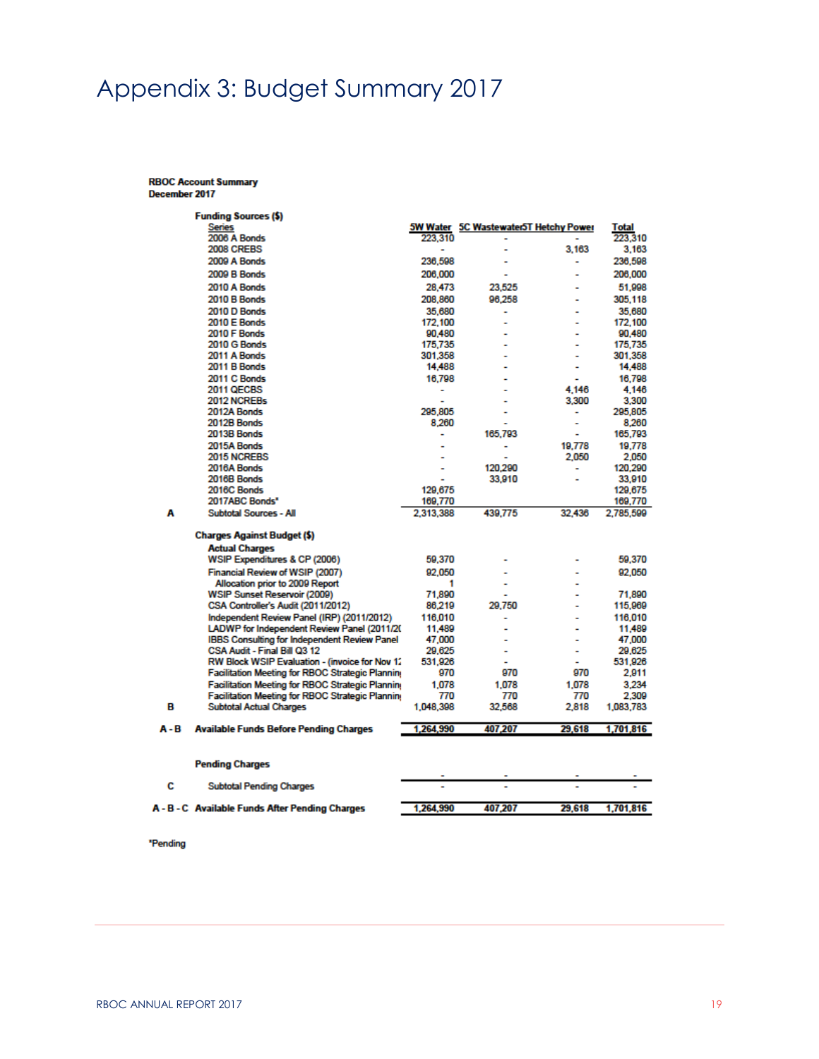# Appendix 3: Budget Summary 2017

**RBOC Account Summary**
**December 2017**

| | Funding Sources ($) | | | | |
|---|---|---|---|---|---|
| | **Series** | **5W Water** | **5C Wastewater** | **5T Hetchy Power** | **Total** |
| | 2006 A Bonds | 223,310 | - | - | 223,310 |
| | 2008 CREBS | - | - | 3,163 | 3,163 |
| | 2009 A Bonds | 236,598 | - | - | 236,598 |
| | 2009 B Bonds | 206,000 | - | - | 206,000 |
| | 2010 A Bonds | 28,473 | 23,525 | - | 51,998 |
| | 2010 B Bonds | 208,860 | 96,258 | - | 305,118 |
| | 2010 D Bonds | 35,680 | - | - | 35,680 |
| | 2010 E Bonds | 172,100 | - | - | 172,100 |
| | 2010 F Bonds | 90,480 | - | - | 90,480 |
| | 2010 G Bonds | 175,735 | - | - | 175,735 |
| | 2011 A Bonds | 301,358 | - | - | 301,358 |
| | 2011 B Bonds | 14,488 | - | - | 14,488 |
| | 2011 C Bonds | 16,798 | - | - | 16,798 |
| | 2011 QECBS | - | - | 4,146 | 4,146 |
| | 2012 NCREBs | - | - | 3,300 | 3,300 |
| | 2012A Bonds | 295,805 | - | - | 295,805 |
| | 2012B Bonds | 8,260 | - | - | 8,260 |
| | 2013B Bonds | - | 165,793 | - | 165,793 |
| | 2015A Bonds | - | - | 19,778 | 19,778 |
| | 2015 NCREBS | - | - | 2,050 | 2,050 |
| | 2016A Bonds | - | 120,290 | - | 120,290 |
| | 2016B Bonds | - | 33,910 | - | 33,910 |
| | 2016C Bonds | 129,675 | | | 129,675 |
| | 2017ABC Bonds* | 169,770 | | | 169,770 |
| **A** | Subtotal Sources - All | 2,313,388 | 439,775 | 32,436 | 2,785,599 |
| | **Charges Against Budget ($)** | | | | |
| | **Actual Charges** | | | | |
| | WSIP Expenditures & CP (2006) | 59,370 | - | - | 59,370 |
| | Financial Review of WSIP (2007) | 92,050 | - | - | 92,050 |
| | Allocation prior to 2009 Report | 1 | - | - | |
| | WSIP Sunset Reservoir (2009) | 71,890 | - | - | 71,890 |
| | CSA Controller's Audit (2011/2012) | 86,219 | 29,750 | - | 115,969 |
| | Independent Review Panel (IRP) (2011/2012) | 116,010 | - | - | 116,010 |
| | LADWP for Independent Review Panel (2011/20 | 11,489 | - | - | 11,489 |
| | IBBS Consulting for Independent Review Panel | 47,000 | - | - | 47,000 |
| | CSA Audit - Final Bill Q3 12 | 29,625 | - | - | 29,625 |
| | RW Block WSIP Evaluation - (invoice for Nov 1: | 531,926 | - | - | 531,926 |
| | Facilitation Meeting for RBOC Strategic Plannin | 970 | 970 | 970 | 2,911 |
| | Facilitation Meeting for RBOC Strategic Plannin | 1,078 | 1,078 | 1,078 | 3,234 |
| | Facilitation Meeting for RBOC Strategic Plannin | 770 | 770 | 770 | 2,309 |
| **B** | Subtotal Actual Charges | 1,048,398 | 32,568 | 2,818 | 1,083,783 |
| **A - B** | **Available Funds Before Pending Charges** | 1,264,990 | 407,207 | 29,618 | 1,701,816 |
| | **Pending Charges** | | | | |
| | | - | - | - | - |
| **C** | Subtotal Pending Charges | - | - | - | - |
| **A - B - C** | **Available Funds After Pending Charges** | 1,264,990 | 407,207 | 29,618 | 1,701,816 |

*Pending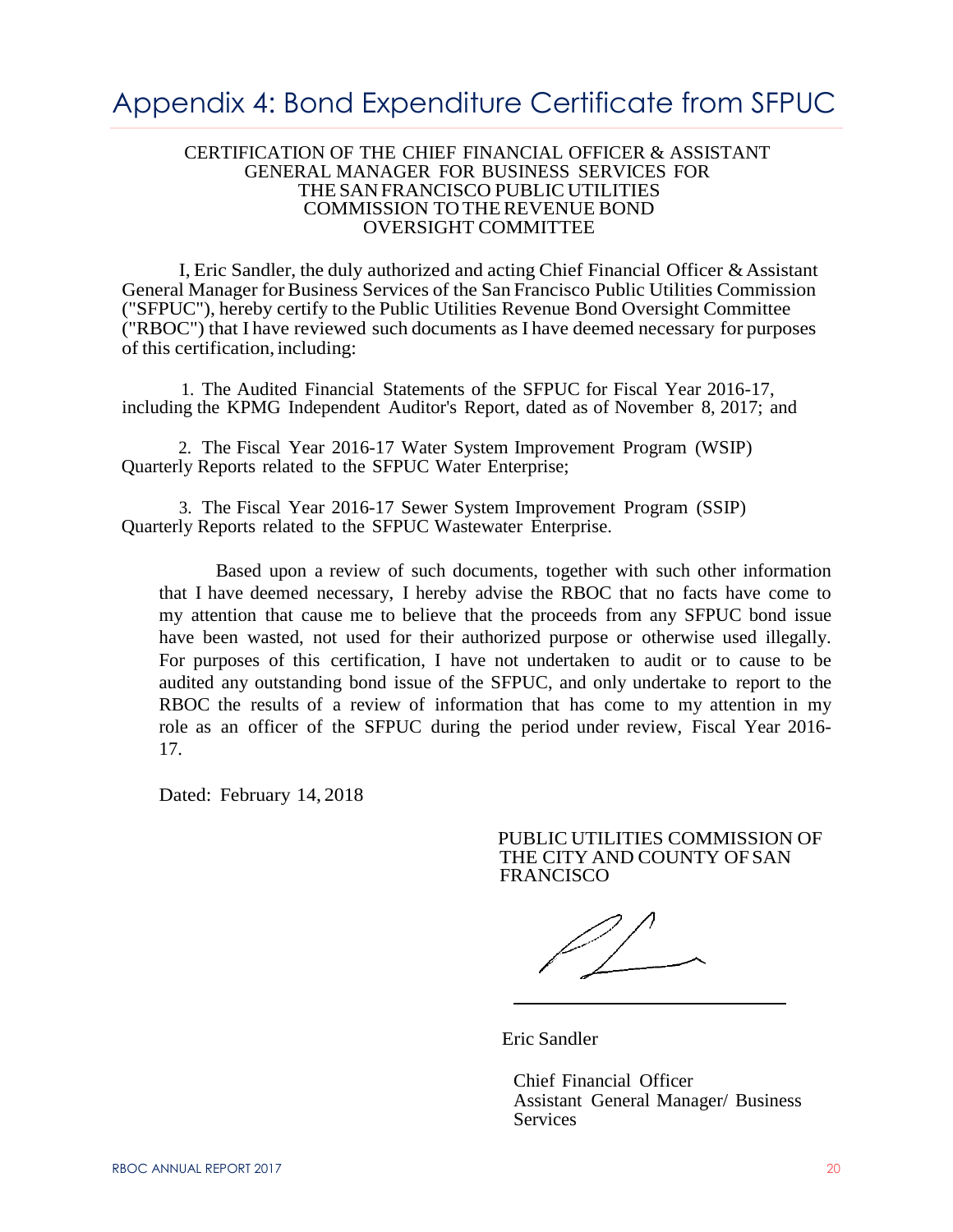# Appendix 4: Bond Expenditure Certificate from SFPUC

CERTIFICATION OF THE CHIEF FINANCIAL OFFICER & ASSISTANT GENERAL MANAGER FOR BUSINESS SERVICES FOR THE SAN FRANCISCO PUBLIC UTILITIES COMMISSION TO THE REVENUE BOND OVERSIGHT COMMITTEE

I, Eric Sandler, the duly authorized and acting Chief Financial Officer & Assistant General Manager for Business Services of the San Francisco Public Utilities Commission ("SFPUC"), hereby certify to the Public Utilities Revenue Bond Oversight Committee ("RBOC") that I have reviewed such documents as I have deemed necessary for purposes of this certification, including:

1. The Audited Financial Statements of the SFPUC for Fiscal Year 2016-17, including the KPMG Independent Auditor's Report, dated as of November 8, 2017; and

2. The Fiscal Year 2016-17 Water System Improvement Program (WSIP) Quarterly Reports related to the SFPUC Water Enterprise;

3. The Fiscal Year 2016-17 Sewer System Improvement Program (SSIP) Quarterly Reports related to the SFPUC Wastewater Enterprise.

Based upon a review of such documents, together with such other information that I have deemed necessary, I hereby advise the RBOC that no facts have come to my attention that cause me to believe that the proceeds from any SFPUC bond issue have been wasted, not used for their authorized purpose or otherwise used illegally. For purposes of this certification, I have not undertaken to audit or to cause to be audited any outstanding bond issue of the SFPUC, and only undertake to report to the RBOC the results of a review of information that has come to my attention in my role as an officer of the SFPUC during the period under review, Fiscal Year 2016-17.

Dated: February 14, 2018

PUBLIC UTILITIES COMMISSION OF THE CITY AND COUNTY OF SAN FRANCISCO

Eric Sandler

Chief Financial Officer
Assistant General Manager/ Business Services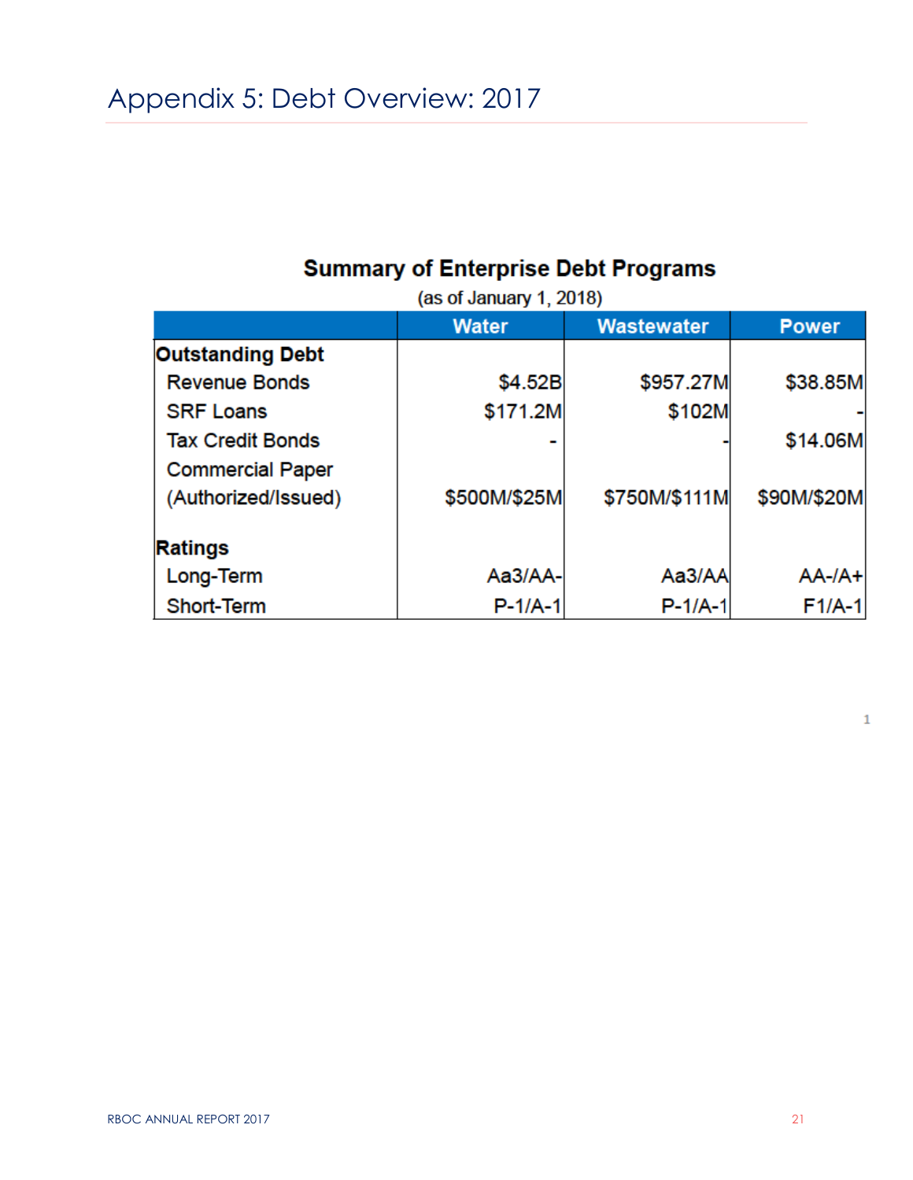# Appendix 5: Debt Overview: 2017

**Summary of Enterprise Debt Programs**

(as of January 1, 2018)

| | Water | Wastewater | Power |
|---|---|---|---|
| **Outstanding Debt** | | | |
| Revenue Bonds | $4.52B | $957.27M | $38.85M |
| SRF Loans | $171.2M | $102M | - |
| Tax Credit Bonds | - | - | $14.06M |
| Commercial Paper (Authorized/Issued) | $500M/$25M | $750M/$111M | $90M/$20M |
| **Ratings** | | | |
| Long-Term | Aa3/AA- | Aa3/AA | AA-/A+ |
| Short-Term | P-1/A-1 | P-1/A-1 | F1/A-1 |

1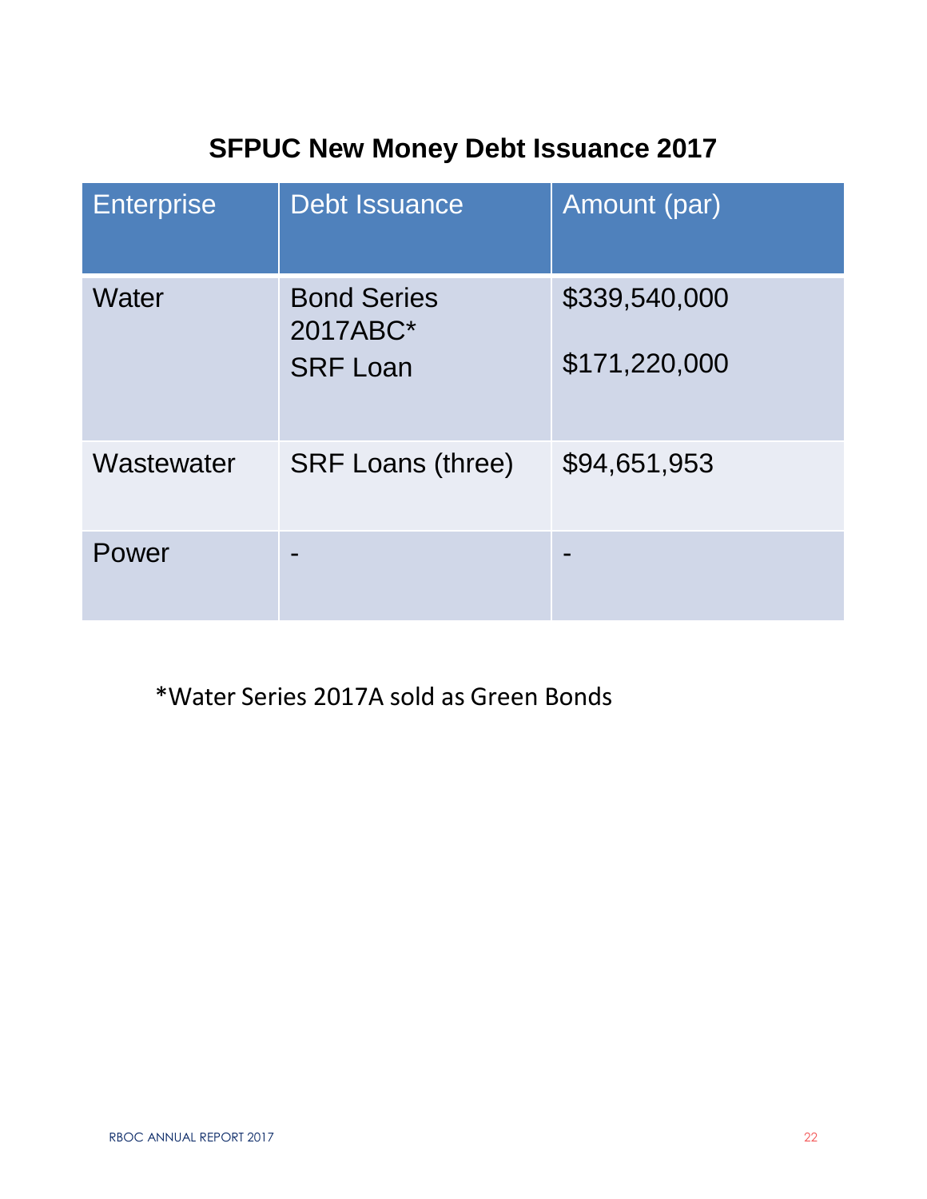## SFPUC New Money Debt Issuance 2017

| Enterprise | Debt Issuance | Amount (par) |
| --- | --- | --- |
| Water | Bond Series 2017ABC*<br>SRF Loan | $339,540,000<br>$171,220,000 |
| Wastewater | SRF Loans (three) | $94,651,953 |
| Power | - | - |

*Water Series 2017A sold as Green Bonds